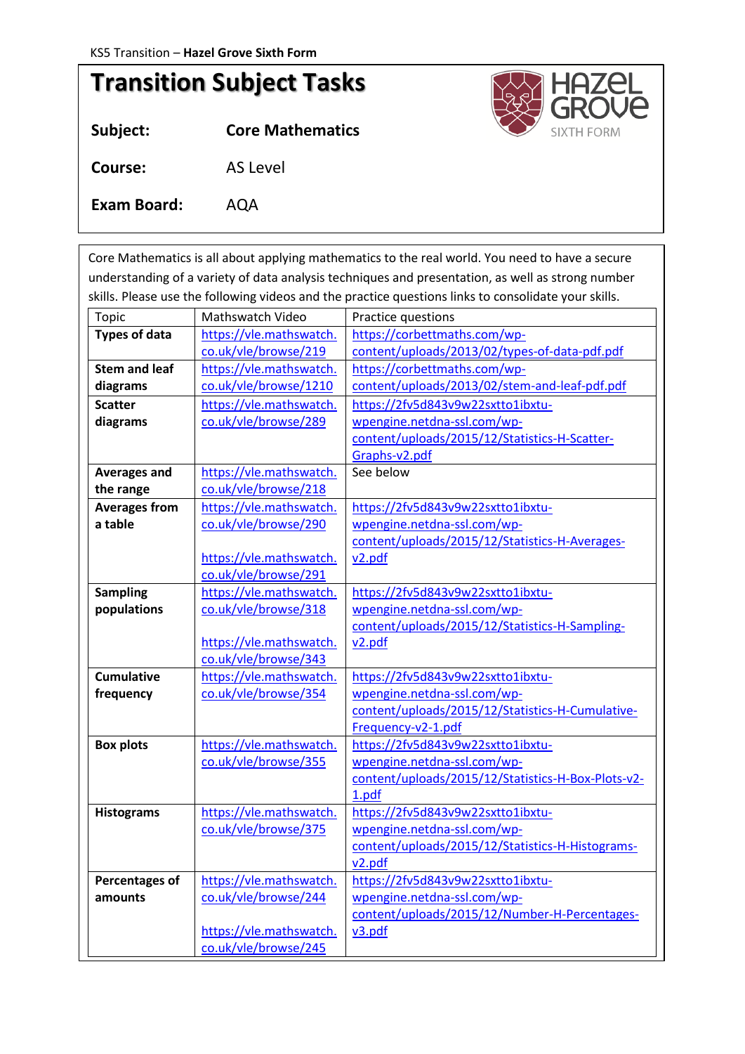KS5 Transition – **Hazel Grove Sixth Form**

# Transition Subject Tasks

**Subject:** **Core Mathematics**

**Course:** AS Level

**Exam Board:** AQA

Core Mathematics is all about applying mathematics to the real world. You need to have a secure understanding of a variety of data analysis techniques and presentation, as well as strong number skills. Please use the following videos and the practice questions links to consolidate your skills.

| Topic | Mathswatch Video | Practice questions |
|---|---|---|
| **Types of data** | https://vle.mathswatch.co.uk/vle/browse/219 | https://corbettmaths.com/wp-content/uploads/2013/02/types-of-data-pdf.pdf |
| **Stem and leaf diagrams** | https://vle.mathswatch.co.uk/vle/browse/1210 | https://corbettmaths.com/wp-content/uploads/2013/02/stem-and-leaf-pdf.pdf |
| **Scatter diagrams** | https://vle.mathswatch.co.uk/vle/browse/289 | https://2fv5d843v9w22sxtto1ibxtu-wpengine.netdna-ssl.com/wp-content/uploads/2015/12/Statistics-H-Scatter-Graphs-v2.pdf |
| **Averages and the range** | https://vle.mathswatch.co.uk/vle/browse/218 | See below |
| **Averages from a table** | https://vle.mathswatch.co.uk/vle/browse/290<br><br>https://vle.mathswatch.co.uk/vle/browse/291 | https://2fv5d843v9w22sxtto1ibxtu-wpengine.netdna-ssl.com/wp-content/uploads/2015/12/Statistics-H-Averages-v2.pdf |
| **Sampling populations** | https://vle.mathswatch.co.uk/vle/browse/318<br><br>https://vle.mathswatch.co.uk/vle/browse/343 | https://2fv5d843v9w22sxtto1ibxtu-wpengine.netdna-ssl.com/wp-content/uploads/2015/12/Statistics-H-Sampling-v2.pdf |
| **Cumulative frequency** | https://vle.mathswatch.co.uk/vle/browse/354 | https://2fv5d843v9w22sxtto1ibxtu-wpengine.netdna-ssl.com/wp-content/uploads/2015/12/Statistics-H-Cumulative-Frequency-v2-1.pdf |
| **Box plots** | https://vle.mathswatch.co.uk/vle/browse/355 | https://2fv5d843v9w22sxtto1ibxtu-wpengine.netdna-ssl.com/wp-content/uploads/2015/12/Statistics-H-Box-Plots-v2-1.pdf |
| **Histograms** | https://vle.mathswatch.co.uk/vle/browse/375 | https://2fv5d843v9w22sxtto1ibxtu-wpengine.netdna-ssl.com/wp-content/uploads/2015/12/Statistics-H-Histograms-v2.pdf |
| **Percentages of amounts** | https://vle.mathswatch.co.uk/vle/browse/244<br><br>https://vle.mathswatch.co.uk/vle/browse/245 | https://2fv5d843v9w22sxtto1ibxtu-wpengine.netdna-ssl.com/wp-content/uploads/2015/12/Number-H-Percentages-v3.pdf |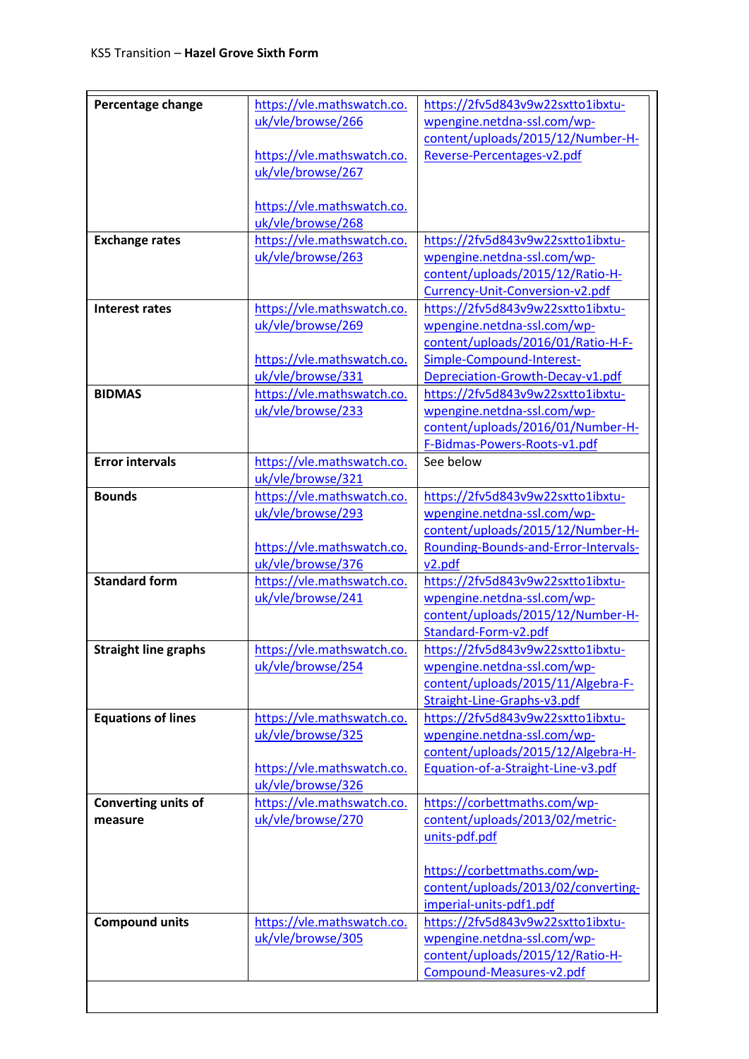| | | |
|---|---|---|
| **Percentage change** | https://vle.mathswatch.co.uk/vle/browse/266 https://vle.mathswatch.co.uk/vle/browse/267 https://vle.mathswatch.co.uk/vle/browse/268 | https://2fv5d843v9w22sxtto1ibxtu-wpengine.netdna-ssl.com/wp-content/uploads/2015/12/Number-H-Reverse-Percentages-v2.pdf |
| **Exchange rates** | https://vle.mathswatch.co.uk/vle/browse/263 | https://2fv5d843v9w22sxtto1ibxtu-wpengine.netdna-ssl.com/wp-content/uploads/2015/12/Ratio-H-Currency-Unit-Conversion-v2.pdf |
| **Interest rates** | https://vle.mathswatch.co.uk/vle/browse/269 https://vle.mathswatch.co.uk/vle/browse/331 | https://2fv5d843v9w22sxtto1ibxtu-wpengine.netdna-ssl.com/wp-content/uploads/2016/01/Ratio-H-F-Simple-Compound-Interest-Depreciation-Growth-Decay-v1.pdf |
| **BIDMAS** | https://vle.mathswatch.co.uk/vle/browse/233 | https://2fv5d843v9w22sxtto1ibxtu-wpengine.netdna-ssl.com/wp-content/uploads/2016/01/Number-H-F-Bidmas-Powers-Roots-v1.pdf |
| **Error intervals** | https://vle.mathswatch.co.uk/vle/browse/321 | See below |
| **Bounds** | https://vle.mathswatch.co.uk/vle/browse/293 https://vle.mathswatch.co.uk/vle/browse/376 | https://2fv5d843v9w22sxtto1ibxtu-wpengine.netdna-ssl.com/wp-content/uploads/2015/12/Number-H-Rounding-Bounds-and-Error-Intervals-v2.pdf |
| **Standard form** | https://vle.mathswatch.co.uk/vle/browse/241 | https://2fv5d843v9w22sxtto1ibxtu-wpengine.netdna-ssl.com/wp-content/uploads/2015/12/Number-H-Standard-Form-v2.pdf |
| **Straight line graphs** | https://vle.mathswatch.co.uk/vle/browse/254 | https://2fv5d843v9w22sxtto1ibxtu-wpengine.netdna-ssl.com/wp-content/uploads/2015/11/Algebra-F-Straight-Line-Graphs-v3.pdf |
| **Equations of lines** | https://vle.mathswatch.co.uk/vle/browse/325 https://vle.mathswatch.co.uk/vle/browse/326 | https://2fv5d843v9w22sxtto1ibxtu-wpengine.netdna-ssl.com/wp-content/uploads/2015/12/Algebra-H-Equation-of-a-Straight-Line-v3.pdf |
| **Converting units of measure** | https://vle.mathswatch.co.uk/vle/browse/270 | https://corbettmaths.com/wp-content/uploads/2013/02/metric-units-pdf.pdf https://corbettmaths.com/wp-content/uploads/2013/02/converting-imperial-units-pdf1.pdf |
| **Compound units** | https://vle.mathswatch.co.uk/vle/browse/305 | https://2fv5d843v9w22sxtto1ibxtu-wpengine.netdna-ssl.com/wp-content/uploads/2015/12/Ratio-H-Compound-Measures-v2.pdf |